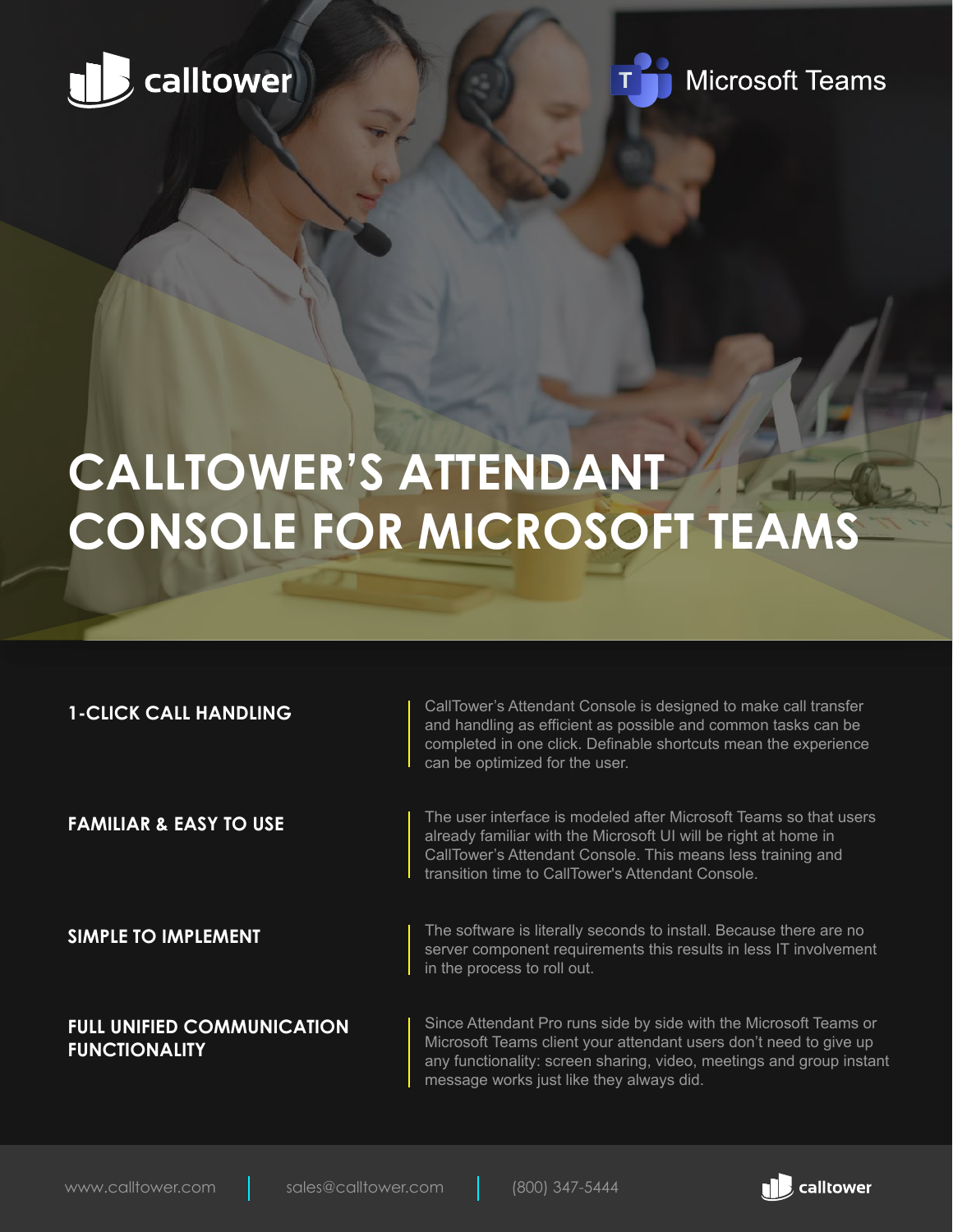calltower | Microsoft Teams

# CALLTOWER'S ATTENDANT CONSOLE FOR MICROSOFT TEAMS

**1-CLICK CALL HANDLING**

CallTower's Attendant Console is designed to make call transfer and handling as efficient as possible and common tasks can be completed in one click. Definable shortcuts mean the experience can be optimized for the user.

**FAMILIAR & EASY TO USE**

The user interface is modeled after Microsoft Teams so that users already familiar with the Microsoft UI will be right at home in CallTower's Attendant Console. This means less training and transition time to CallTower's Attendant Console.

**SIMPLE TO IMPLEMENT**

The software is literally seconds to install. Because there are no server component requirements this results in less IT involvement in the process to roll out.

**FULL UNIFIED COMMUNICATION FUNCTIONALITY**

Since Attendant Pro runs side by side with the Microsoft Teams or Microsoft Teams client your attendant users don't need to give up any functionality: screen sharing, video, meetings and group instant message works just like they always did.

www.calltower.com | sales@calltower.com | (800) 347-5444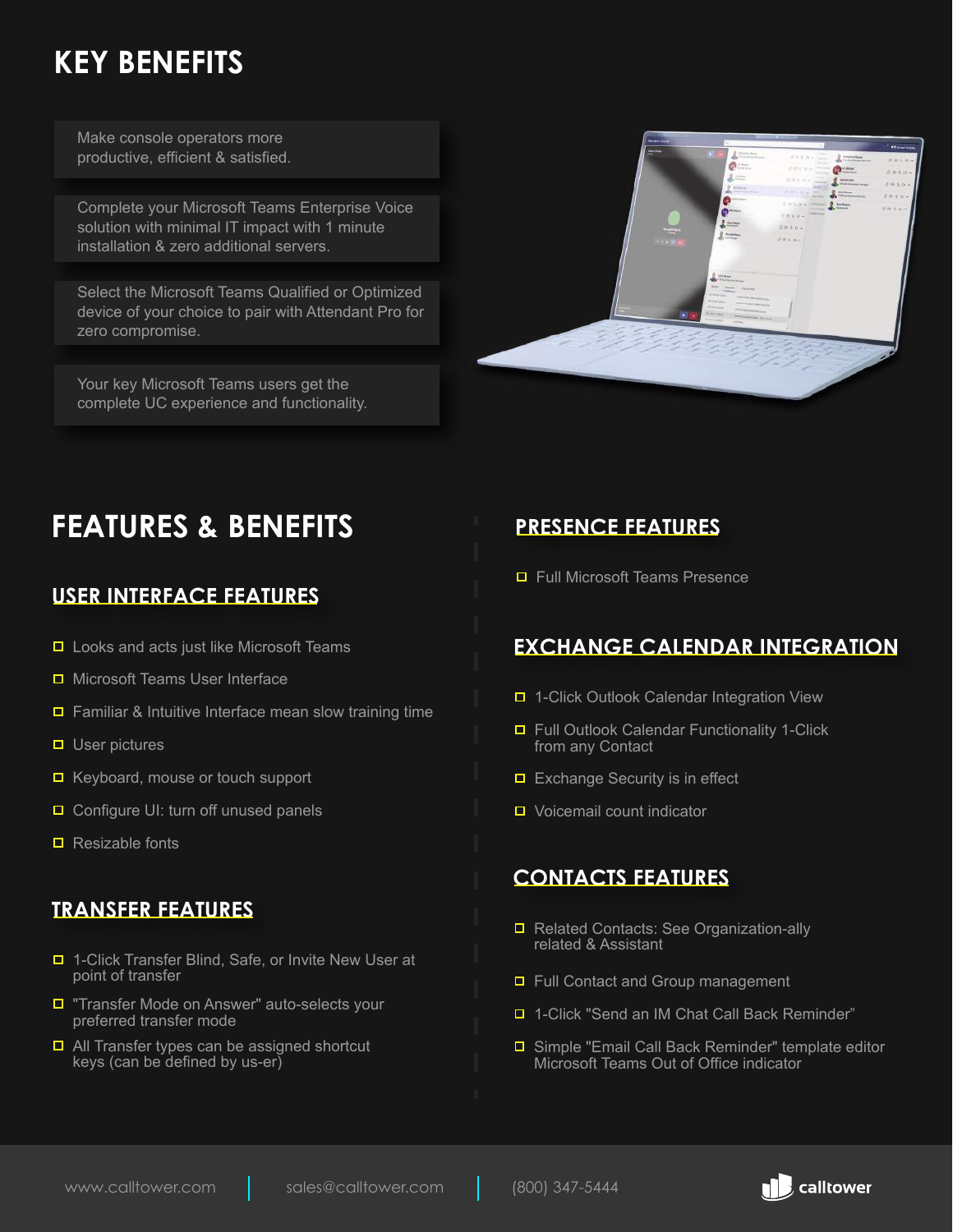# KEY BENEFITS

Make console operators more productive, efficient & satisfied.

Complete your Microsoft Teams Enterprise Voice solution with minimal IT impact with 1 minute installation & zero additional servers.

Select the Microsoft Teams Qualified or Optimized device of your choice to pair with Attendant Pro for zero compromise.

Your key Microsoft Teams users get the complete UC experience and functionality.

# FEATURES & BENEFITS

## USER INTERFACE FEATURES

- Looks and acts just like Microsoft Teams
- Microsoft Teams User Interface
- Familiar & Intuitive Interface mean slow training time
- User pictures
- Keyboard, mouse or touch support
- Configure UI: turn off unused panels
- Resizable fonts

## TRANSFER FEATURES

- 1-Click Transfer Blind, Safe, or Invite New User at point of transfer
- "Transfer Mode on Answer" auto-selects your preferred transfer mode
- All Transfer types can be assigned shortcut keys (can be defined by us-er)

## PRESENCE FEATURES

- Full Microsoft Teams Presence

## EXCHANGE CALENDAR INTEGRATION

- 1-Click Outlook Calendar Integration View
- Full Outlook Calendar Functionality 1-Click from any Contact
- Exchange Security is in effect
- Voicemail count indicator

## CONTACTS FEATURES

- Related Contacts: See Organization-ally related & Assistant
- Full Contact and Group management
- 1-Click "Send an IM Chat Call Back Reminder"
- Simple "Email Call Back Reminder" template editor Microsoft Teams Out of Office indicator

www.calltower.com | sales@calltower.com | (800) 347-5444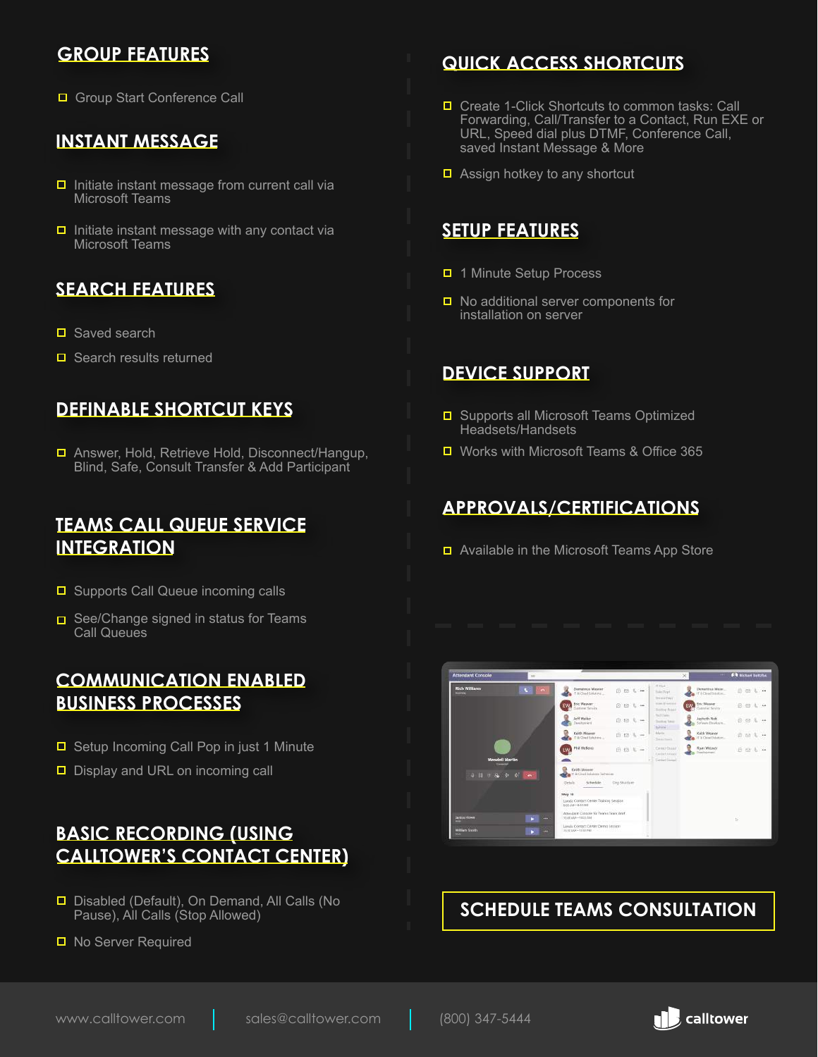## GROUP FEATURES

- Group Start Conference Call

## INSTANT MESSAGE

- Initiate instant message from current call via Microsoft Teams
- Initiate instant message with any contact via Microsoft Teams

## SEARCH FEATURES

- Saved search
- Search results returned

## DEFINABLE SHORTCUT KEYS

- Answer, Hold, Retrieve Hold, Disconnect/Hangup, Blind, Safe, Consult Transfer & Add Participant

## TEAMS CALL QUEUE SERVICE INTEGRATION

- Supports Call Queue incoming calls
- See/Change signed in status for Teams Call Queues

## COMMUNICATION ENABLED BUSINESS PROCESSES

- Setup Incoming Call Pop in just 1 Minute
- Display and URL on incoming call

## BASIC RECORDING (USING CALLTOWER'S CONTACT CENTER)

- Disabled (Default), On Demand, All Calls (No Pause), All Calls (Stop Allowed)
- No Server Required

## QUICK ACCESS SHORTCUTS

- Create 1-Click Shortcuts to common tasks: Call Forwarding, Call/Transfer to a Contact, Run EXE or URL, Speed dial plus DTMF, Conference Call, saved Instant Message & More
- Assign hotkey to any shortcut

## SETUP FEATURES

- 1 Minute Setup Process
- No additional server components for installation on server

## DEVICE SUPPORT

- Supports all Microsoft Teams Optimized Headsets/Handsets
- Works with Microsoft Teams & Office 365

## APPROVALS/CERTIFICATIONS

- Available in the Microsoft Teams App Store

**SCHEDULE TEAMS CONSULTATION**

www.calltower.com | sales@calltower.com | (800) 347-5444

calltower